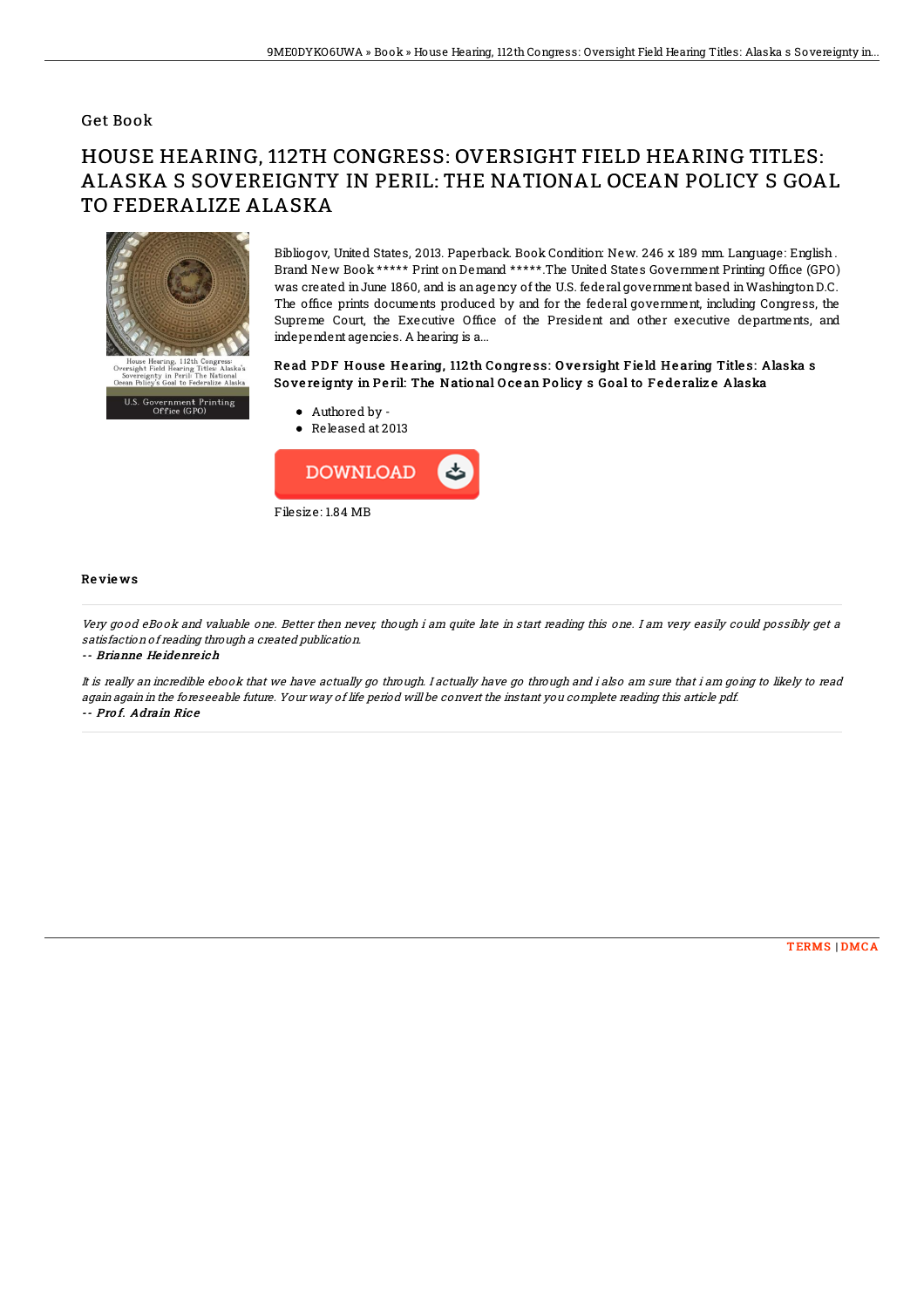Get Book

# HOUSE HEARING, 112TH CONGRESS: OVERSIGHT FIELD HEARING TITLES: ALASKA S SOVEREIGNTY IN PERIL: THE NATIONAL OCEAN POLICY S GOAL TO FEDERALIZE ALASKA

Bibliogov, United States, 2013. Paperback. Book Condition: New. 246 x 189 mm. Language: English . Brand New Book ***** Print on Demand *****.The United States Government Printing Office (GPO) was created in June 1860, and is an agency of the U.S. federal government based in Washington D.C. The office prints documents produced by and for the federal government, including Congress, the Supreme Court, the Executive Office of the President and other executive departments, and independent agencies. A hearing is a...

### Read PDF House Hearing, 112th Congress: Oversight Field Hearing Titles: Alaska s Sovereignty in Peril: The National Ocean Policy s Goal to Federalize Alaska

- Authored by -
- Released at 2013

DOWNLOAD

Filesize: 1.84 MB

## Reviews

*Very good eBook and valuable one. Better then never, though i am quite late in start reading this one. I am very easily could possibly get a satisfaction of reading through a created publication.*

-- ***Brianne Heidenreich***

*It is really an incredible ebook that we have actually go through. I actually have go through and i also am sure that i am going to likely to read again again in the foreseeable future. Your way of life period will be convert the instant you complete reading this article pdf.*

-- ***Prof. Adrain Rice***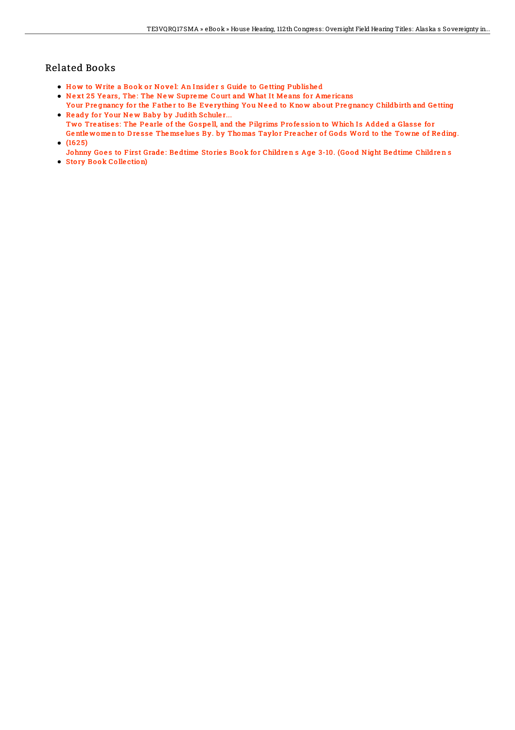## Related Books

- How to Write a Book or Novel: An Insider s Guide to Getting Published
- Next 25 Years, The: The New Supreme Court and What It Means for Americans
- Your Pregnancy for the Father to Be Everything You Need to Know about Pregnancy Childbirth and Getting Ready for Your New Baby by Judith Schuler...
- Two Treatises: The Pearle of the Gospell, and the Pilgrims Profession to Which Is Added a Glasse for Gentlewomen to Dresse Themselues By. by Thomas Taylor Preacher of Gods Word to the Towne of Reding. (1625)
- Johnny Goes to First Grade: Bedtime Stories Book for Children s Age 3-10. (Good Night Bedtime Children s Story Book Collection)